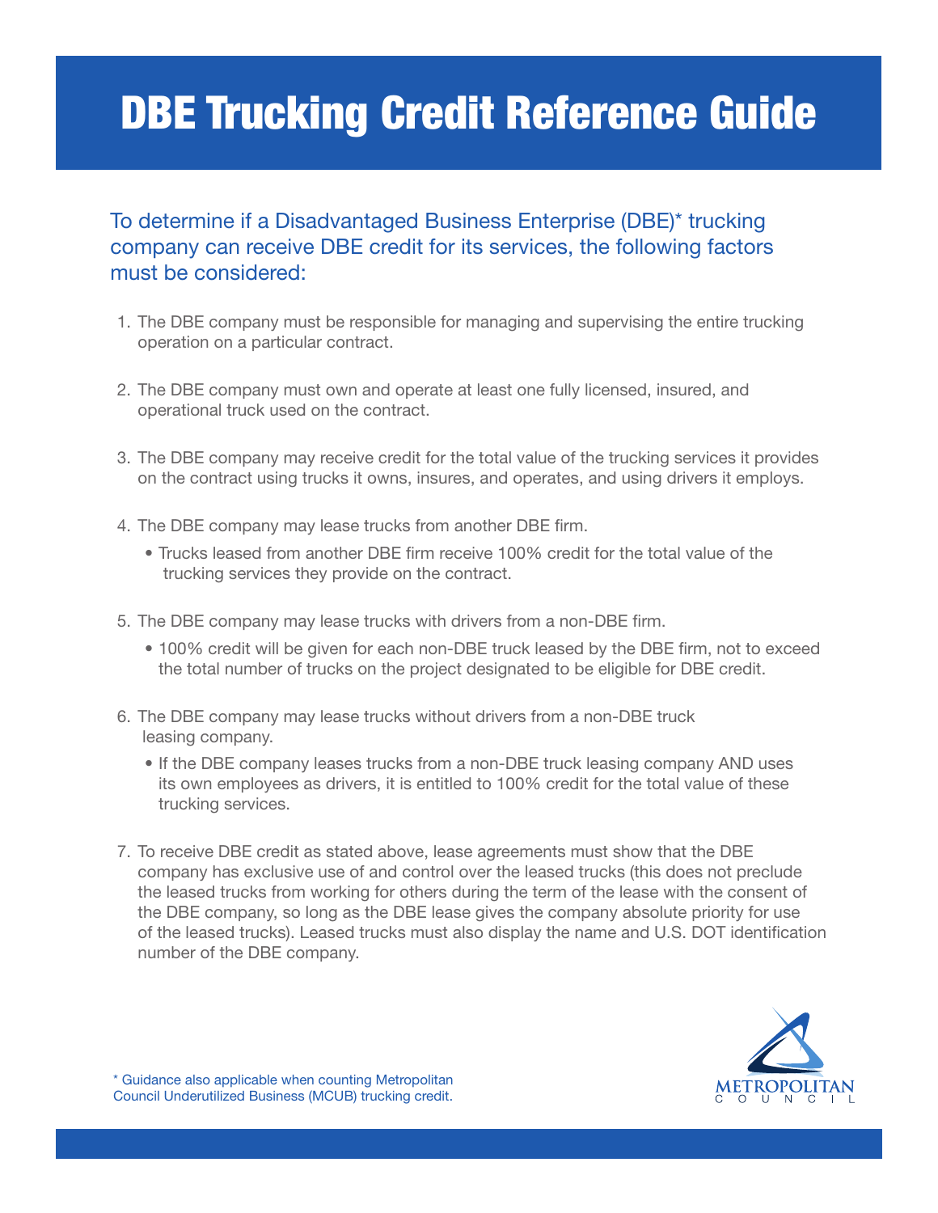# DBE Trucking Credit Reference Guide

To determine if a Disadvantaged Business Enterprise (DBE)* trucking company can receive DBE credit for its services, the following factors must be considered:

1. The DBE company must be responsible for managing and supervising the entire trucking operation on a particular contract.

2. The DBE company must own and operate at least one fully licensed, insured, and operational truck used on the contract.

3. The DBE company may receive credit for the total value of the trucking services it provides on the contract using trucks it owns, insures, and operates, and using drivers it employs.

4. The DBE company may lease trucks from another DBE firm.
   - Trucks leased from another DBE firm receive 100% credit for the total value of the trucking services they provide on the contract.

5. The DBE company may lease trucks with drivers from a non-DBE firm.
   - 100% credit will be given for each non-DBE truck leased by the DBE firm, not to exceed the total number of trucks on the project designated to be eligible for DBE credit.

6. The DBE company may lease trucks without drivers from a non-DBE truck leasing company.
   - If the DBE company leases trucks from a non-DBE truck leasing company AND uses its own employees as drivers, it is entitled to 100% credit for the total value of these trucking services.

7. To receive DBE credit as stated above, lease agreements must show that the DBE company has exclusive use of and control over the leased trucks (this does not preclude the leased trucks from working for others during the term of the lease with the consent of the DBE company, so long as the DBE lease gives the company absolute priority for use of the leased trucks). Leased trucks must also display the name and U.S. DOT identification number of the DBE company.

* Guidance also applicable when counting Metropolitan Council Underutilized Business (MCUB) trucking credit.

METROPOLITAN COUNCIL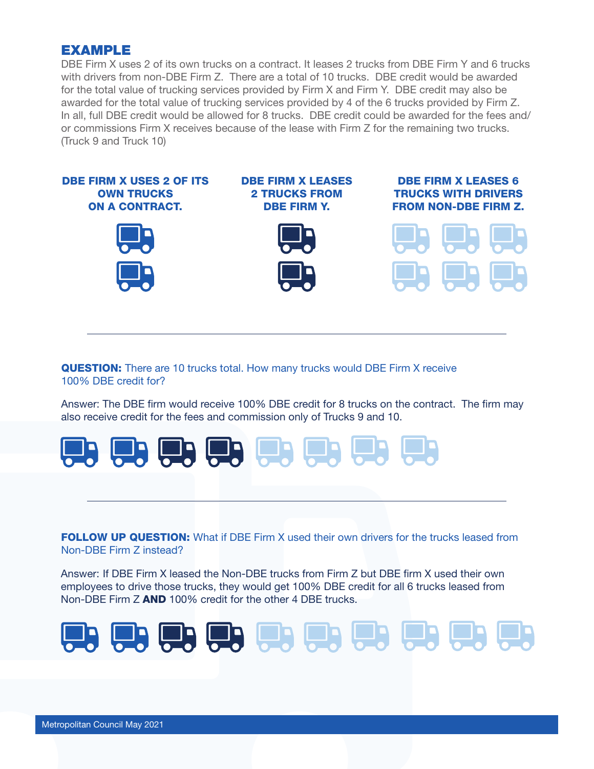## EXAMPLE

DBE Firm X uses 2 of its own trucks on a contract. It leases 2 trucks from DBE Firm Y and 6 trucks with drivers from non-DBE Firm Z. There are a total of 10 trucks. DBE credit would be awarded for the total value of trucking services provided by Firm X and Firm Y. DBE credit may also be awarded for the total value of trucking services provided by 4 of the 6 trucks provided by Firm Z. In all, full DBE credit would be allowed for 8 trucks. DBE credit could be awarded for the fees and/or commissions Firm X receives because of the lease with Firm Z for the remaining two trucks. (Truck 9 and Truck 10)

**DBE FIRM X USES 2 OF ITS OWN TRUCKS ON A CONTRACT.**

**DBE FIRM X LEASES 2 TRUCKS FROM DBE FIRM Y.**

**DBE FIRM X LEASES 6 TRUCKS WITH DRIVERS FROM NON-DBE FIRM Z.**

---

**QUESTION:** There are 10 trucks total. How many trucks would DBE Firm X receive 100% DBE credit for?

Answer: The DBE firm would receive 100% DBE credit for 8 trucks on the contract. The firm may also receive credit for the fees and commission only of Trucks 9 and 10.

---

**FOLLOW UP QUESTION:** What if DBE Firm X used their own drivers for the trucks leased from Non-DBE Firm Z instead?

Answer: If DBE Firm X leased the Non-DBE trucks from Firm Z but DBE firm X used their own employees to drive those trucks, they would get 100% DBE credit for all 6 trucks leased from Non-DBE Firm Z **AND** 100% credit for the other 4 DBE trucks.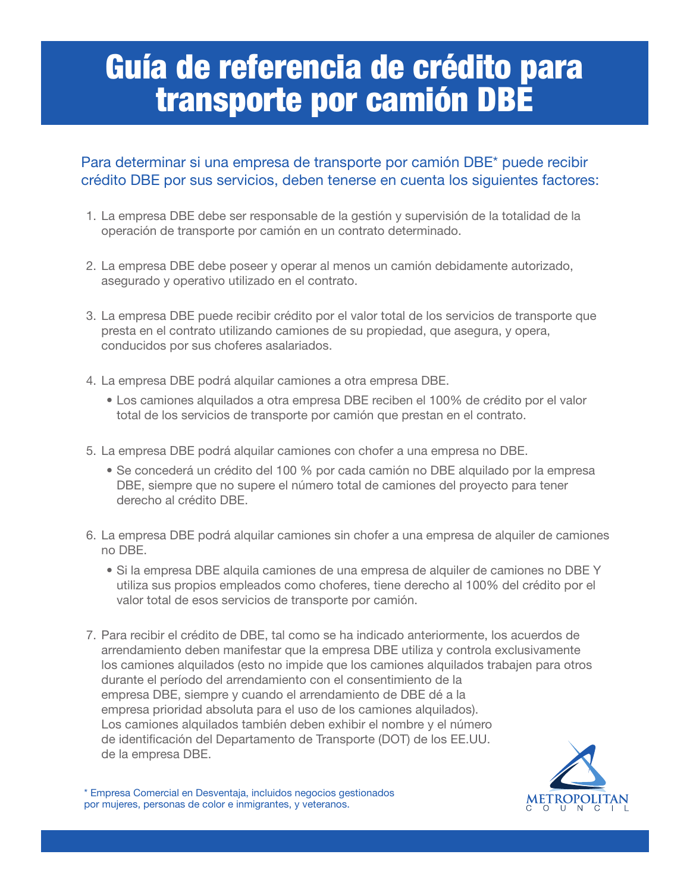# Guía de referencia de crédito para transporte por camión DBE

Para determinar si una empresa de transporte por camión DBE* puede recibir crédito DBE por sus servicios, deben tenerse en cuenta los siguientes factores:

1. La empresa DBE debe ser responsable de la gestión y supervisión de la totalidad de la operación de transporte por camión en un contrato determinado.

2. La empresa DBE debe poseer y operar al menos un camión debidamente autorizado, asegurado y operativo utilizado en el contrato.

3. La empresa DBE puede recibir crédito por el valor total de los servicios de transporte que presta en el contrato utilizando camiones de su propiedad, que asegura, y opera, conducidos por sus choferes asalariados.

4. La empresa DBE podrá alquilar camiones a otra empresa DBE.
   - Los camiones alquilados a otra empresa DBE reciben el 100% de crédito por el valor total de los servicios de transporte por camión que prestan en el contrato.

5. La empresa DBE podrá alquilar camiones con chofer a una empresa no DBE.
   - Se concederá un crédito del 100 % por cada camión no DBE alquilado por la empresa DBE, siempre que no supere el número total de camiones del proyecto para tener derecho al crédito DBE.

6. La empresa DBE podrá alquilar camiones sin chofer a una empresa de alquiler de camiones no DBE.
   - Si la empresa DBE alquila camiones de una empresa de alquiler de camiones no DBE Y utiliza sus propios empleados como choferes, tiene derecho al 100% del crédito por el valor total de esos servicios de transporte por camión.

7. Para recibir el crédito de DBE, tal como se ha indicado anteriormente, los acuerdos de arrendamiento deben manifestar que la empresa DBE utiliza y controla exclusivamente los camiones alquilados (esto no impide que los camiones alquilados trabajen para otros durante el período del arrendamiento con el consentimiento de la empresa DBE, siempre y cuando el arrendamiento de DBE dé a la empresa prioridad absoluta para el uso de los camiones alquilados). Los camiones alquilados también deben exhibir el nombre y el número de identificación del Departamento de Transporte (DOT) de los EE.UU. de la empresa DBE.

* Empresa Comercial en Desventaja, incluidos negocios gestionados por mujeres, personas de color e inmigrantes, y veteranos.

METROPOLITAN COUNCIL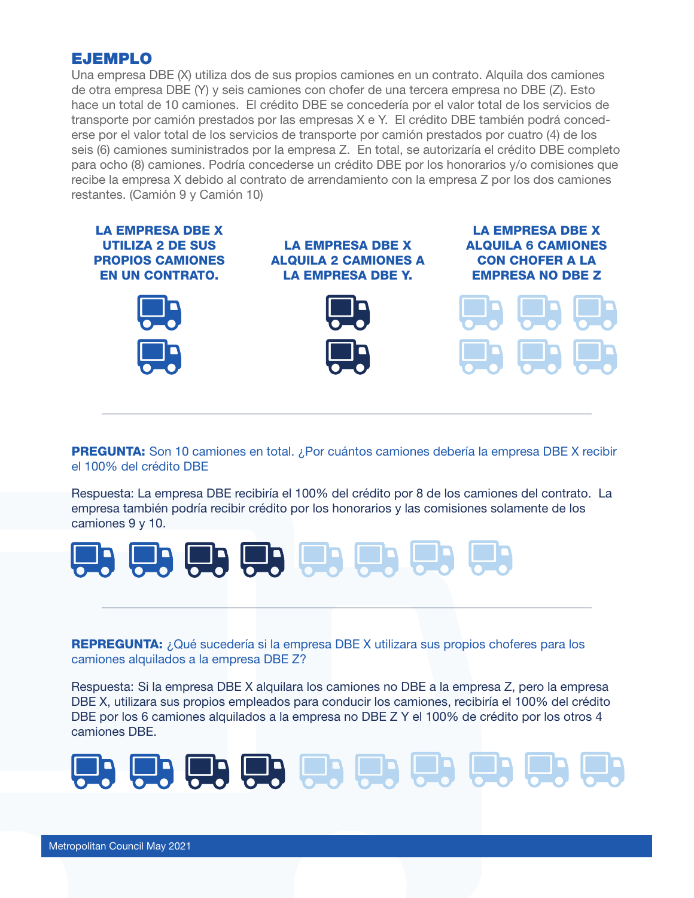## EJEMPLO

Una empresa DBE (X) utiliza dos de sus propios camiones en un contrato. Alquila dos camiones de otra empresa DBE (Y) y seis camiones con chofer de una tercera empresa no DBE (Z). Esto hace un total de 10 camiones. El crédito DBE se concedería por el valor total de los servicios de transporte por camión prestados por las empresas X e Y. El crédito DBE también podrá concederse por el valor total de los servicios de transporte por camión prestados por cuatro (4) de los seis (6) camiones suministrados por la empresa Z. En total, se autorizaría el crédito DBE completo para ocho (8) camiones. Podría concederse un crédito DBE por los honorarios y/o comisiones que recibe la empresa X debido al contrato de arrendamiento con la empresa Z por los dos camiones restantes. (Camión 9 y Camión 10)

**LA EMPRESA DBE X UTILIZA 2 DE SUS PROPIOS CAMIONES EN UN CONTRATO.**

**LA EMPRESA DBE X ALQUILA 2 CAMIONES A LA EMPRESA DBE Y.**

**LA EMPRESA DBE X ALQUILA 6 CAMIONES CON CHOFER A LA EMPRESA NO DBE Z**

---

**PREGUNTA:** Son 10 camiones en total. ¿Por cuántos camiones debería la empresa DBE X recibir el 100% del crédito DBE

Respuesta: La empresa DBE recibiría el 100% del crédito por 8 de los camiones del contrato. La empresa también podría recibir crédito por los honorarios y las comisiones solamente de los camiones 9 y 10.

---

**REPREGUNTA:** ¿Qué sucedería si la empresa DBE X utilizara sus propios choferes para los camiones alquilados a la empresa DBE Z?

Respuesta: Si la empresa DBE X alquilara los camiones no DBE a la empresa Z, pero la empresa DBE X, utilizara sus propios empleados para conducir los camiones, recibiría el 100% del crédito DBE por los 6 camiones alquilados a la empresa no DBE Z Y el 100% de crédito por los otros 4 camiones DBE.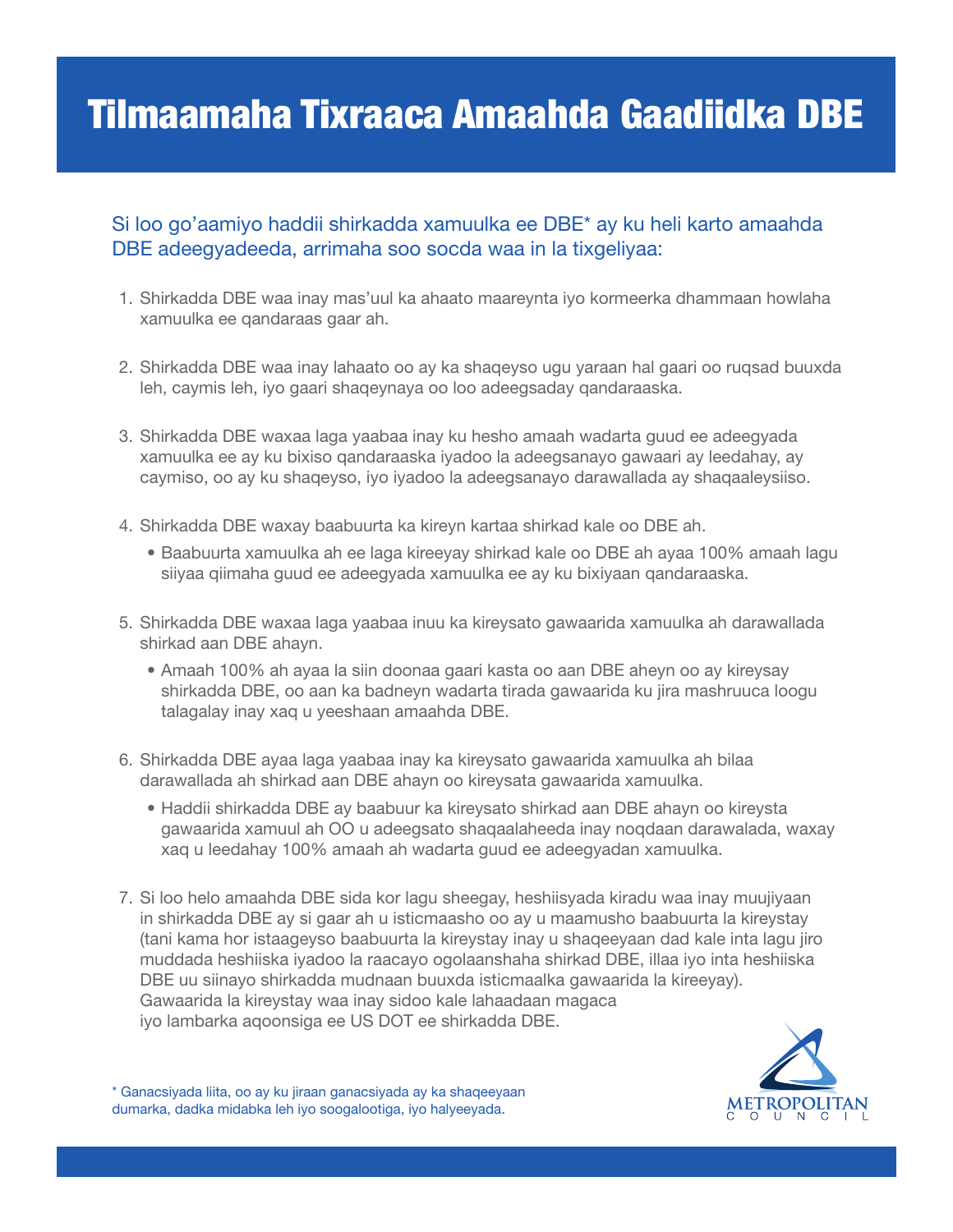# Tilmaamaha Tixraaca Amaahda Gaadiidka DBE

Si loo go'aamiyo haddii shirkadda xamuulka ee DBE* ay ku heli karto amaahda DBE adeegyadeeda, arrimaha soo socda waa in la tixgeliyaa:

1. Shirkadda DBE waa inay mas'uul ka ahaato maareynta iyo kormeerka dhammaan howlaha xamuulka ee qandaraas gaar ah.

2. Shirkadda DBE waa inay lahaato oo ay ka shaqeyso ugu yaraan hal gaari oo ruqsad buuxda leh, caymis leh, iyo gaari shaqeynaya oo loo adeegsaday qandaraaska.

3. Shirkadda DBE waxaa laga yaabaa inay ku hesho amaah wadarta guud ee adeegyada xamuulka ee ay ku bixiso qandaraaska iyadoo la adeegsanayo gawaari ay leedahay, ay caymiso, oo ay ku shaqeyso, iyo iyadoo la adeegsanayo darawallada ay shaqaaleysiiso.

4. Shirkadda DBE waxay baabuurta ka kireyn kartaa shirkad kale oo DBE ah.
   - Baabuurta xamuulka ah ee laga kireeyay shirkad kale oo DBE ah ayaa 100% amaah lagu siiyaa qiimaha guud ee adeegyada xamuulka ee ay ku bixiyaan qandaraaska.

5. Shirkadda DBE waxaa laga yaabaa inuu ka kireysato gawaarida xamuulka ah darawallada shirkad aan DBE ahayn.
   - Amaah 100% ah ayaa la siin doonaa gaari kasta oo aan DBE aheyn oo ay kireysay shirkadda DBE, oo aan ka badneyn wadarta tirada gawaarida ku jira mashruuca loogu talagalay inay xaq u yeeshaan amaahda DBE.

6. Shirkadda DBE ayaa laga yaabaa inay ka kireysato gawaarida xamuulka ah bilaa darawallada ah shirkad aan DBE ahayn oo kireysata gawaarida xamuulka.
   - Haddii shirkadda DBE ay baabuur ka kireysato shirkad aan DBE ahayn oo kireysta gawaarida xamuul ah OO u adeegsato shaqaalaheeda inay noqdaan darawalada, waxay xaq u leedahay 100% amaah ah wadarta guud ee adeegyadan xamuulka.

7. Si loo helo amaahda DBE sida kor lagu sheegay, heshiisyada kiradu waa inay muujiyaan in shirkadda DBE ay si gaar ah u isticmaasho oo ay u maamusho baabuurta la kireystay (tani kama hor istaageyso baabuurta la kireystay inay u shaqeeyaan dad kale inta lagu jiro muddada heshiiska iyadoo la raacayo ogolaanshaha shirkad DBE, illaa iyo inta heshiiska DBE uu siinayo shirkadda mudnaan buuxda isticmaalka gawaarida la kireeyay). Gawaarida la kireystay waa inay sidoo kale lahaadaan magaca iyo lambarka aqoonsiga ee US DOT ee shirkadda DBE.

\* Ganacsiyada liita, oo ay ku jiraan ganacsiyada ay ka shaqeeyaan dumarka, dadka midabka leh iyo soogalootiga, iyo halyeeyada.

METROPOLITAN COUNCIL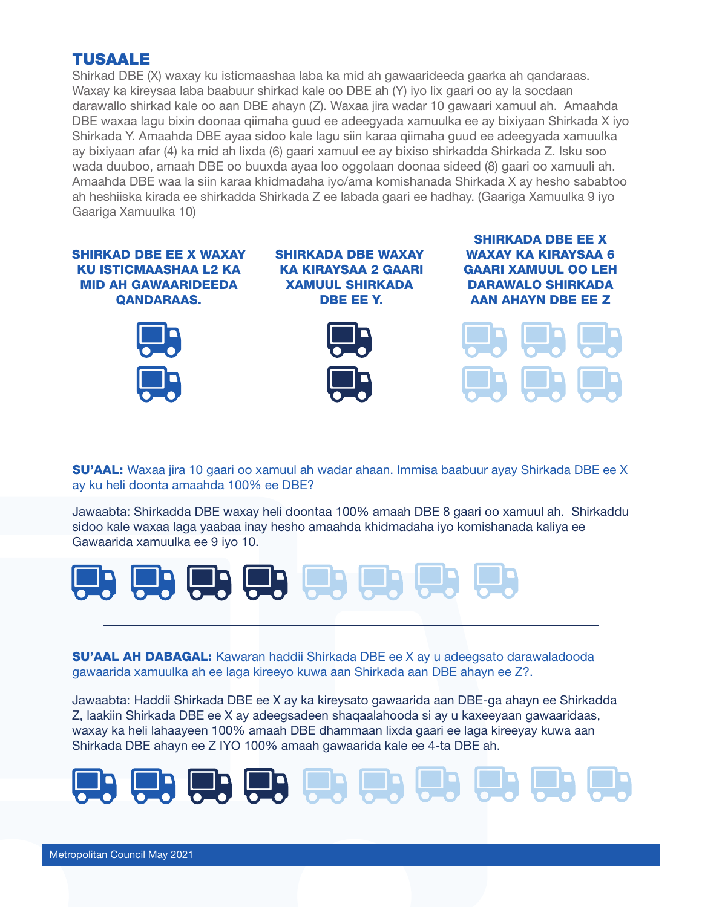## TUSAALE

Shirkad DBE (X) waxay ku isticmaashaa laba ka mid ah gawaarideeda gaarka ah qandaraas. Waxay ka kireysaa laba baabuur shirkad kale oo DBE ah (Y) iyo lix gaari oo ay la socdaan darawallo shirkad kale oo aan DBE ahayn (Z). Waxaa jira wadar 10 gawaari xamuul ah. Amaahda DBE waxaa lagu bixin doonaa qiimaha guud ee adeegyada xamuulka ee ay bixiyaan Shirkada X iyo Shirkada Y. Amaahda DBE ayaa sidoo kale lagu siin karaa qiimaha guud ee adeegyada xamuulka ay bixiyaan afar (4) ka mid ah lixda (6) gaari xamuul ee ay bixiso shirkadda Shirkada Z. Isku soo wada duuboo, amaah DBE oo buuxda ayaa loo oggolaan doonaa sideed (8) gaari oo xamuuli ah. Amaahda DBE waa la siin karaa khidmadaha iyo/ama komishanada Shirkada X ay hesho sababtoo ah heshiiska kirada ee shirkadda Shirkada Z ee labada gaari ee hadhay. (Gaariga Xamuulka 9 iyo Gaariga Xamuulka 10)

**SHIRKAD DBE EE X WAXAY KU ISTICMAASHAA L2 KA MID AH GAWAARIDEEDA QANDARAAS.**

**SHIRKADA DBE WAXAY KA KIRAYSAA 2 GAARI XAMUUL SHIRKADA DBE EE Y.**

**SHIRKADA DBE EE X WAXAY KA KIRAYSAA 6 GAARI XAMUUL OO LEH DARAWALO SHIRKADA AAN AHAYN DBE EE Z**

---

**SU'AAL:** Waxaa jira 10 gaari oo xamuul ah wadar ahaan. Immisa baabuur ayay Shirkada DBE ee X ay ku heli doonta amaahda 100% ee DBE?

Jawaabta: Shirkadda DBE waxay heli doontaa 100% amaah DBE 8 gaari oo xamuul ah. Shirkaddu sidoo kale waxaa laga yaabaa inay hesho amaahda khidmadaha iyo komishanada kaliya ee Gawaarida xamuulka ee 9 iyo 10.

---

**SU'AAL AH DABAGAL:** Kawaran haddii Shirkada DBE ee X ay u adeegsato darawaladooda gawaarida xamuulka ah ee laga kireeyo kuwa aan Shirkada aan DBE ahayn ee Z?.

Jawaabta: Haddii Shirkada DBE ee X ay ka kireysato gawaarida aan DBE-ga ahayn ee Shirkadda Z, laakiin Shirkada DBE ee X ay adeegsadeen shaqaalahooda si ay u kaxeeyaan gawaaridaas, waxay ka heli lahaayeen 100% amaah DBE dhammaan lixda gaari ee laga kireeyay kuwa aan Shirkada DBE ahayn ee Z IYO 100% amaah gawaarida kale ee 4-ta DBE ah.